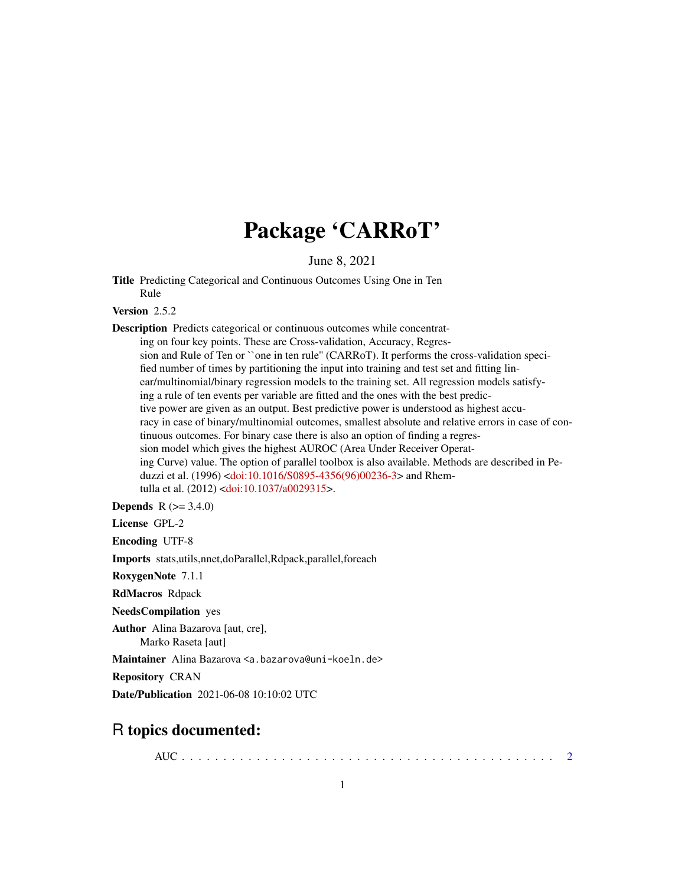# Package 'CARRoT'

June 8, 2021

**Title** Predicting Categorical and Continuous Outcomes Using One in Ten Rule

**Version** 2.5.2

**Description** Predicts categorical or continuous outcomes while concentrating on four key points. These are Cross-validation, Accuracy, Regression and Rule of Ten or ``one in ten rule'' (CARRoT). It performs the cross-validation specified number of times by partitioning the input into training and test set and fitting linear/multinomial/binary regression models to the training set. All regression models satisfying a rule of ten events per variable are fitted and the ones with the best predictive power are given as an output. Best predictive power is understood as highest accuracy in case of binary/multinomial outcomes, smallest absolute and relative errors in case of continuous outcomes. For binary case there is also an option of finding a regression model which gives the highest AUROC (Area Under Receiver Operating Curve) value. The option of parallel toolbox is also available. Methods are described in Peduzzi et al. (1996) <doi:10.1016/S0895-4356(96)00236-3> and Rhemtulla et al. (2012) <doi:10.1037/a0029315>.

**Depends** R (>= 3.4.0)

**License** GPL-2

**Encoding** UTF-8

**Imports** stats,utils,nnet,doParallel,Rdpack,parallel,foreach

**RoxygenNote** 7.1.1

**RdMacros** Rdpack

**NeedsCompilation** yes

**Author** Alina Bazarova [aut, cre], Marko Raseta [aut]

**Maintainer** Alina Bazarova <a.bazarova@uni-koeln.de>

**Repository** CRAN

**Date/Publication** 2021-06-08 10:10:02 UTC

## R topics documented:

AUC . . . . . . . . . . . . . . . . . . . . . . . . . . . . . . . . . . . . . . . . . . . . 2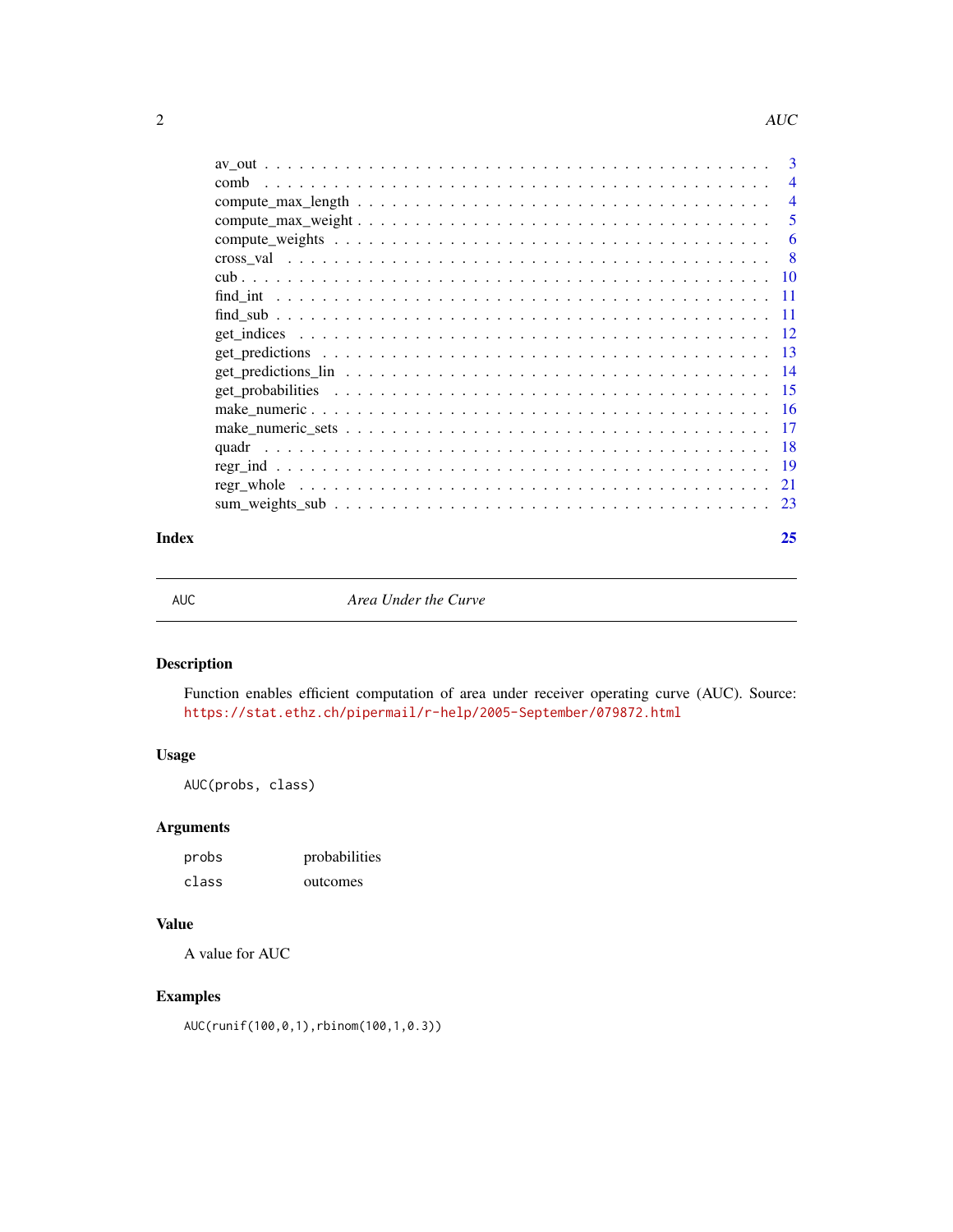av_out . . . . . . . . . . . . . . . . . . . . . . . . . . . . . . . . . . . . . . . . . 3
comb . . . . . . . . . . . . . . . . . . . . . . . . . . . . . . . . . . . . . . . . . . 4
compute_max_length . . . . . . . . . . . . . . . . . . . . . . . . . . . . . . . . . . . 4
compute_max_weight . . . . . . . . . . . . . . . . . . . . . . . . . . . . . . . . . . . 5
compute_weights . . . . . . . . . . . . . . . . . . . . . . . . . . . . . . . . . . . . 6
cross_val . . . . . . . . . . . . . . . . . . . . . . . . . . . . . . . . . . . . . . . . 8
cub . . . . . . . . . . . . . . . . . . . . . . . . . . . . . . . . . . . . . . . . . . 10
find_int . . . . . . . . . . . . . . . . . . . . . . . . . . . . . . . . . . . . . . . . 11
find_sub . . . . . . . . . . . . . . . . . . . . . . . . . . . . . . . . . . . . . . . . 11
get_indices . . . . . . . . . . . . . . . . . . . . . . . . . . . . . . . . . . . . . . 12
get_predictions . . . . . . . . . . . . . . . . . . . . . . . . . . . . . . . . . . . . 13
get_predictions_lin . . . . . . . . . . . . . . . . . . . . . . . . . . . . . . . . . . 14
get_probabilities . . . . . . . . . . . . . . . . . . . . . . . . . . . . . . . . . . . 15
make_numeric . . . . . . . . . . . . . . . . . . . . . . . . . . . . . . . . . . . . . 16
make_numeric_sets . . . . . . . . . . . . . . . . . . . . . . . . . . . . . . . . . . . 17
quadr . . . . . . . . . . . . . . . . . . . . . . . . . . . . . . . . . . . . . . . . . 18
regr_ind . . . . . . . . . . . . . . . . . . . . . . . . . . . . . . . . . . . . . . . . 19
regr_whole . . . . . . . . . . . . . . . . . . . . . . . . . . . . . . . . . . . . . . . 21
sum_weights_sub . . . . . . . . . . . . . . . . . . . . . . . . . . . . . . . . . . . . 23

**Index** **25**

---

AUC — *Area Under the Curve*

---

## Description

Function enables efficient computation of area under receiver operating curve (AUC). Source: https://stat.ethz.ch/pipermail/r-help/2005-September/079872.html

## Usage

```
AUC(probs, class)
```

## Arguments

| | |
|---|---|
| probs | probabilities |
| class | outcomes |

## Value

A value for AUC

## Examples

```
AUC(runif(100,0,1),rbinom(100,1,0.3))
```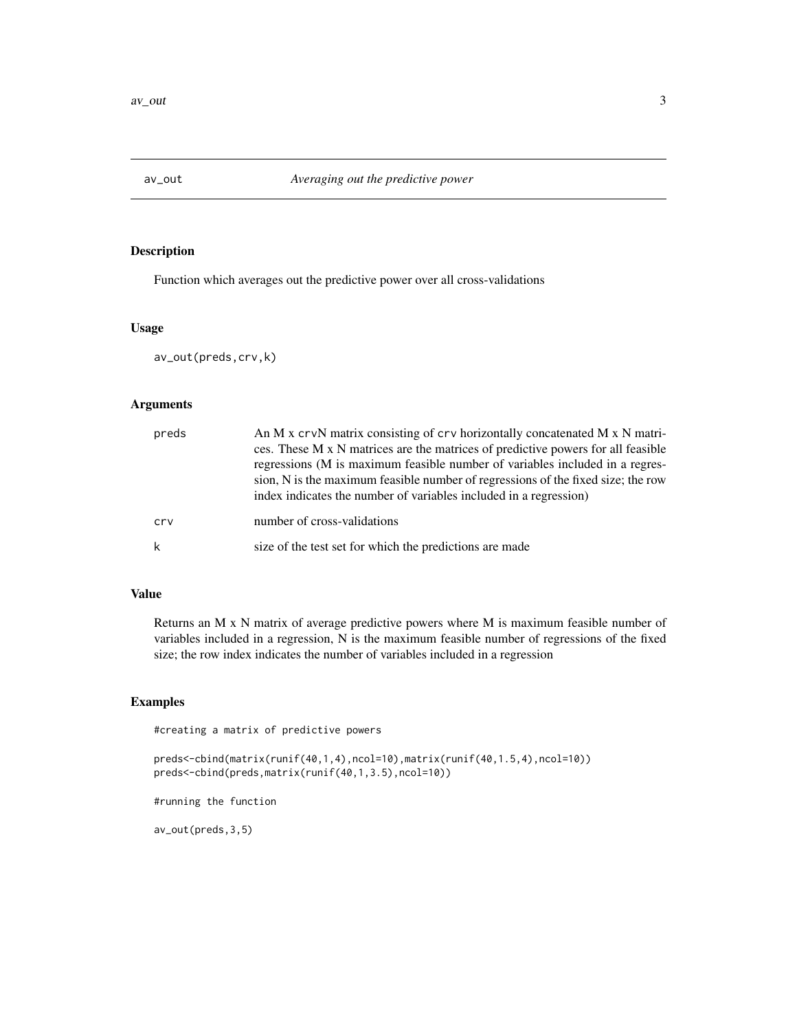# av_out — *Averaging out the predictive power*

## Description

Function which averages out the predictive power over all cross-validations

## Usage

```
av_out(preds,crv,k)
```

## Arguments

| | |
|---|---|
| preds | An M x crvN matrix consisting of crv horizontally concatenated M x N matrices. These M x N matrices are the matrices of predictive powers for all feasible regressions (M is maximum feasible number of variables included in a regression, N is the maximum feasible number of regressions of the fixed size; the row index indicates the number of variables included in a regression) |
| crv | number of cross-validations |
| k | size of the test set for which the predictions are made |

## Value

Returns an M x N matrix of average predictive powers where M is maximum feasible number of variables included in a regression, N is the maximum feasible number of regressions of the fixed size; the row index indicates the number of variables included in a regression

## Examples

```
#creating a matrix of predictive powers

preds<-cbind(matrix(runif(40,1,4),ncol=10),matrix(runif(40,1.5,4),ncol=10))
preds<-cbind(preds,matrix(runif(40,1,3.5),ncol=10))

#running the function

av_out(preds,3,5)
```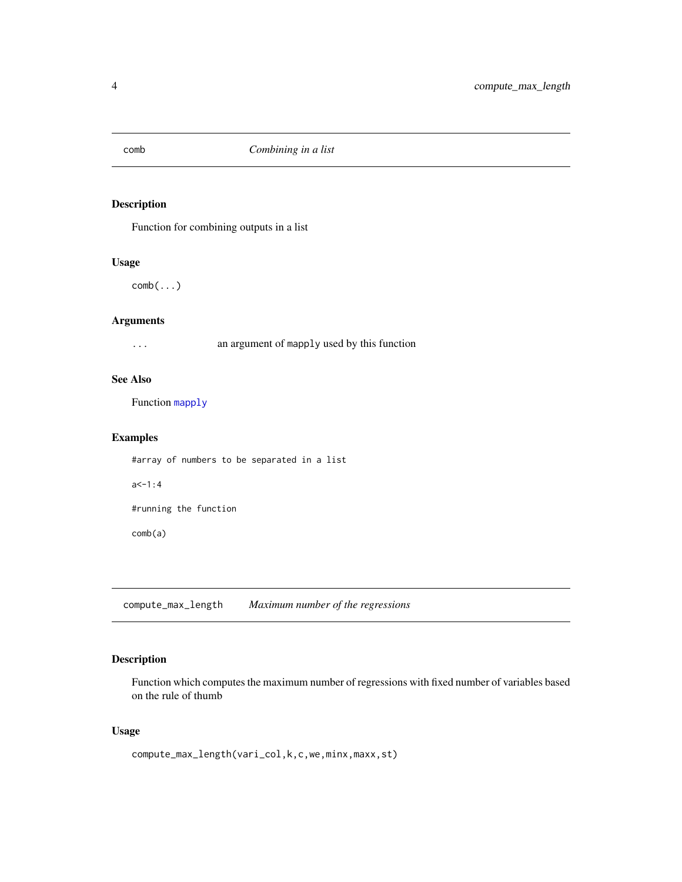## comb *Combining in a list*

### Description

Function for combining outputs in a list

### Usage

```
comb(...)
```

### Arguments

`...` an argument of `mapply` used by this function

### See Also

Function `mapply`

### Examples

```
#array of numbers to be separated in a list

a<-1:4

#running the function

comb(a)
```

## compute_max_length *Maximum number of the regressions*

### Description

Function which computes the maximum number of regressions with fixed number of variables based on the rule of thumb

### Usage

```
compute_max_length(vari_col,k,c,we,minx,maxx,st)
```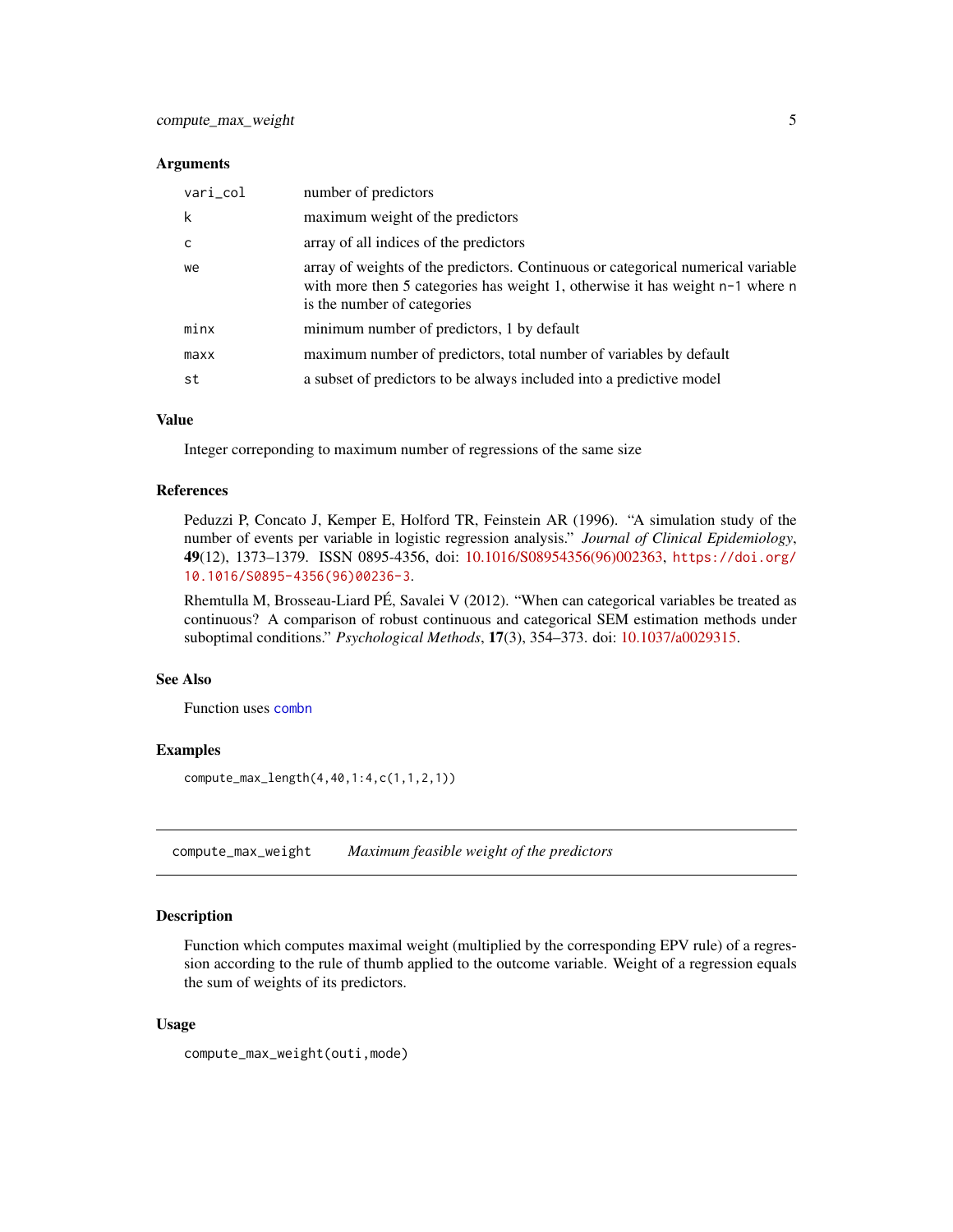### Arguments

| | |
|---|---|
| `vari_col` | number of predictors |
| `k` | maximum weight of the predictors |
| `c` | array of all indices of the predictors |
| `we` | array of weights of the predictors. Continuous or categorical numerical variable with more then 5 categories has weight 1, otherwise it has weight `n-1` where `n` is the number of categories |
| `minx` | minimum number of predictors, 1 by default |
| `maxx` | maximum number of predictors, total number of variables by default |
| `st` | a subset of predictors to be always included into a predictive model |

### Value

Integer correponding to maximum number of regressions of the same size

### References

Peduzzi P, Concato J, Kemper E, Holford TR, Feinstein AR (1996). "A simulation study of the number of events per variable in logistic regression analysis." *Journal of Clinical Epidemiology*, **49**(12), 1373–1379. ISSN 0895-4356, doi: 10.1016/S08954356(96)002363, `https://doi.org/10.1016/S0895-4356(96)00236-3`.

Rhemtulla M, Brosseau-Liard PÉ, Savalei V (2012). "When can categorical variables be treated as continuous? A comparison of robust continuous and categorical SEM estimation methods under suboptimal conditions." *Psychological Methods*, **17**(3), 354–373. doi: 10.1037/a0029315.

### See Also

Function uses `combn`

### Examples

```
compute_max_length(4,40,1:4,c(1,1,2,1))
```

---

## compute_max_weight &nbsp;&nbsp; *Maximum feasible weight of the predictors*

---

### Description

Function which computes maximal weight (multiplied by the corresponding EPV rule) of a regression according to the rule of thumb applied to the outcome variable. Weight of a regression equals the sum of weights of its predictors.

### Usage

```
compute_max_weight(outi,mode)
```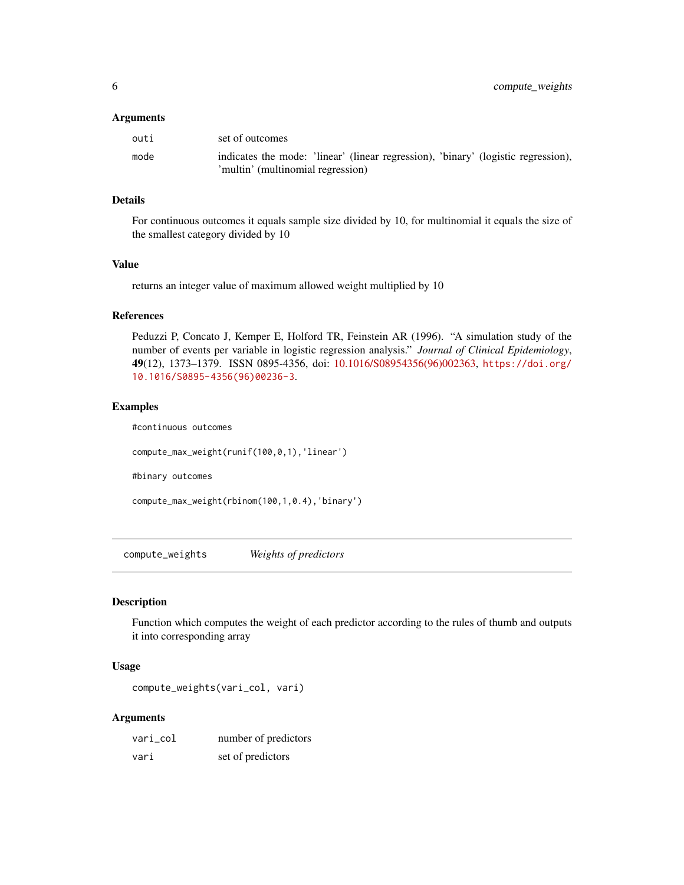### Arguments

| | |
|---|---|
| outi | set of outcomes |
| mode | indicates the mode: 'linear' (linear regression), 'binary' (logistic regression), 'multin' (multinomial regression) |

### Details

For continuous outcomes it equals sample size divided by 10, for multinomial it equals the size of the smallest category divided by 10

### Value

returns an integer value of maximum allowed weight multiplied by 10

### References

Peduzzi P, Concato J, Kemper E, Holford TR, Feinstein AR (1996). "A simulation study of the number of events per variable in logistic regression analysis." *Journal of Clinical Epidemiology*, **49**(12), 1373–1379. ISSN 0895-4356, doi: 10.1016/S08954356(96)002363, https://doi.org/10.1016/S0895-4356(96)00236-3.

### Examples

```
#continuous outcomes

compute_max_weight(runif(100,0,1),'linear')

#binary outcomes

compute_max_weight(rbinom(100,1,0.4),'binary')
```

---

## compute_weights — *Weights of predictors*

### Description

Function which computes the weight of each predictor according to the rules of thumb and outputs it into corresponding array

### Usage

```
compute_weights(vari_col, vari)
```

### Arguments

| | |
|---|---|
| vari_col | number of predictors |
| vari | set of predictors |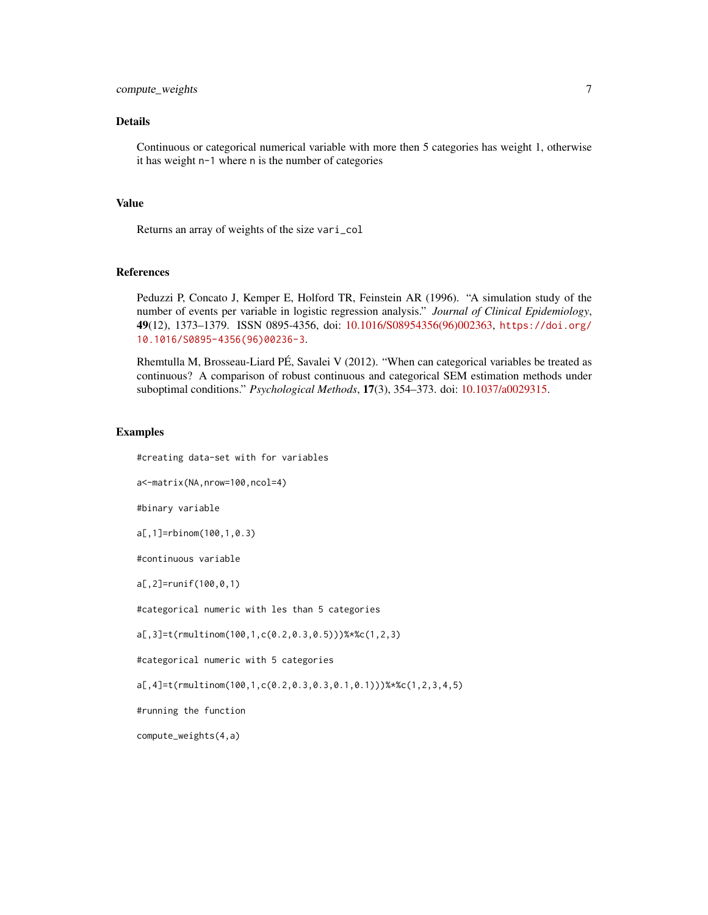## Details

Continuous or categorical numerical variable with more then 5 categories has weight 1, otherwise it has weight `n-1` where `n` is the number of categories

## Value

Returns an array of weights of the size `vari_col`

## References

Peduzzi P, Concato J, Kemper E, Holford TR, Feinstein AR (1996). "A simulation study of the number of events per variable in logistic regression analysis." *Journal of Clinical Epidemiology*, **49**(12), 1373–1379. ISSN 0895-4356, doi: 10.1016/S08954356(96)002363, `https://doi.org/10.1016/S0895-4356(96)00236-3`.

Rhemtulla M, Brosseau-Liard PÉ, Savalei V (2012). "When can categorical variables be treated as continuous? A comparison of robust continuous and categorical SEM estimation methods under suboptimal conditions." *Psychological Methods*, **17**(3), 354–373. doi: 10.1037/a0029315.

## Examples

```
#creating data-set with for variables

a<-matrix(NA,nrow=100,ncol=4)

#binary variable

a[,1]=rbinom(100,1,0.3)

#continuous variable

a[,2]=runif(100,0,1)

#categorical numeric with les than 5 categories

a[,3]=t(rmultinom(100,1,c(0.2,0.3,0.5)))%*%c(1,2,3)

#categorical numeric with 5 categories

a[,4]=t(rmultinom(100,1,c(0.2,0.3,0.3,0.1,0.1)))%*%c(1,2,3,4,5)

#running the function

compute_weights(4,a)
```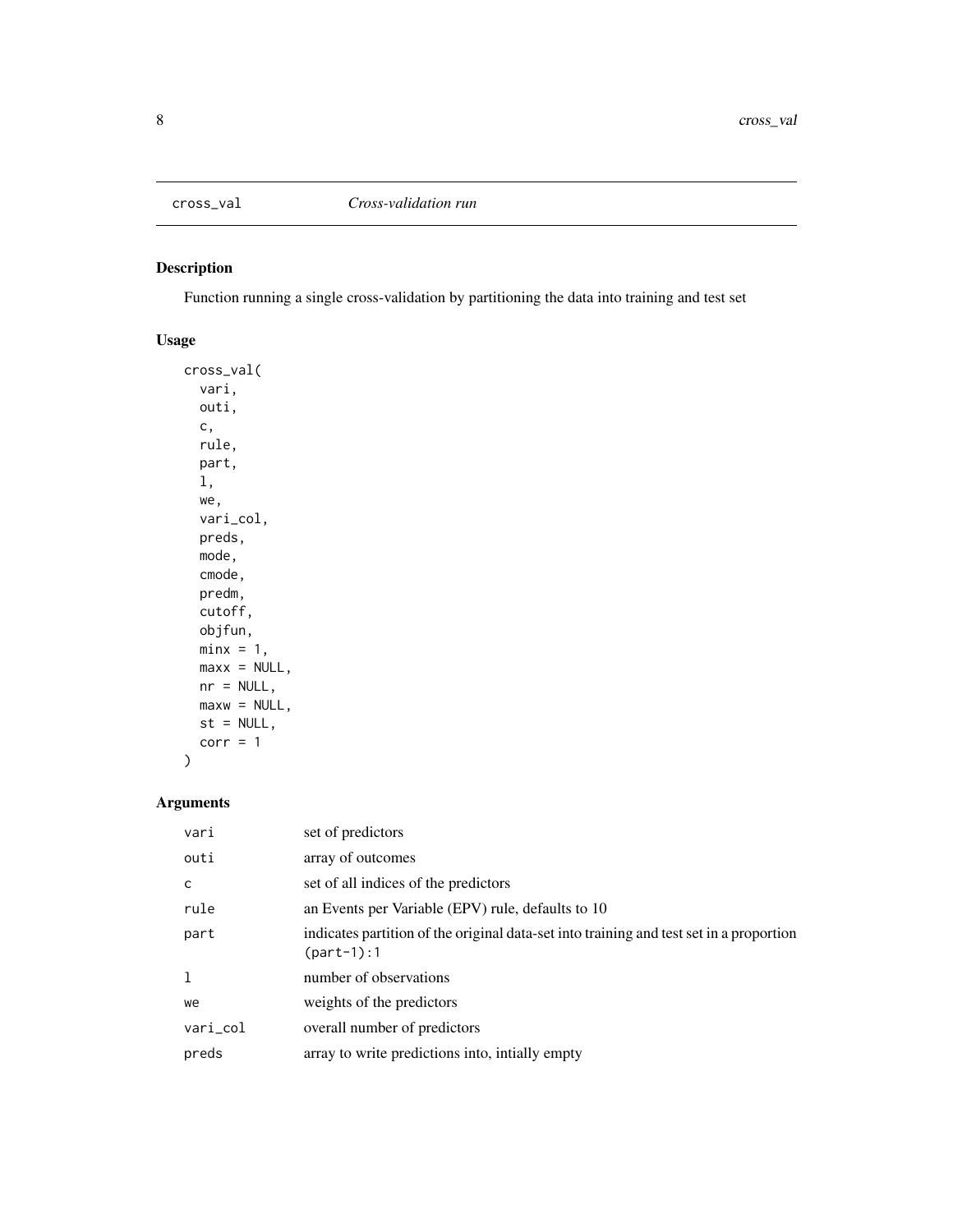## cross_val — *Cross-validation run*

### Description

Function running a single cross-validation by partitioning the data into training and test set

### Usage

```
cross_val(
  vari,
  outi,
  c,
  rule,
  part,
  l,
  we,
  vari_col,
  preds,
  mode,
  cmode,
  predm,
  cutoff,
  objfun,
  minx = 1,
  maxx = NULL,
  nr = NULL,
  maxw = NULL,
  st = NULL,
  corr = 1
)
```

### Arguments

| | |
|---|---|
| `vari` | set of predictors |
| `outi` | array of outcomes |
| `c` | set of all indices of the predictors |
| `rule` | an Events per Variable (EPV) rule, defaults to 10 |
| `part` | indicates partition of the original data-set into training and test set in a proportion `(part-1):1` |
| `l` | number of observations |
| `we` | weights of the predictors |
| `vari_col` | overall number of predictors |
| `preds` | array to write predictions into, intially empty |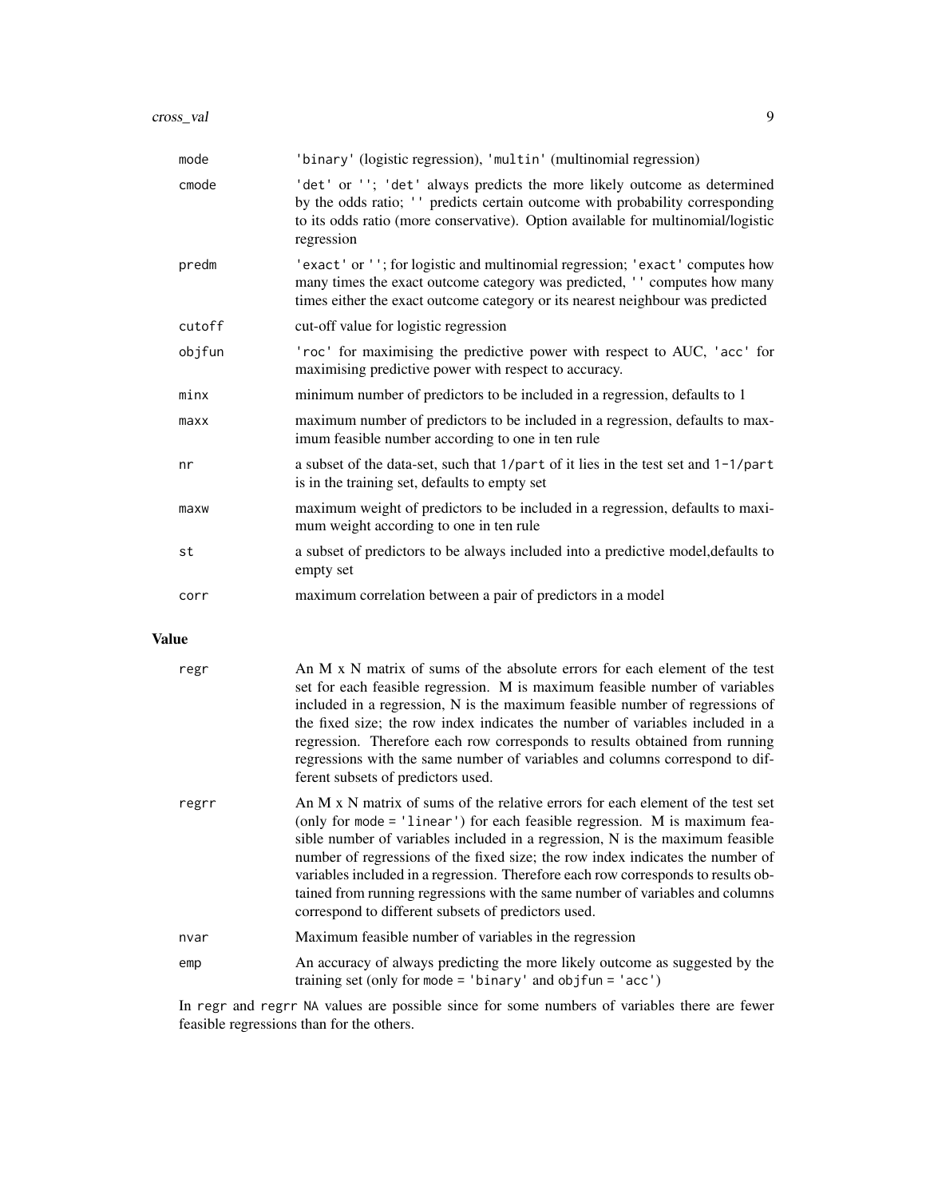| | |
|---|---|
| mode | 'binary' (logistic regression), 'multin' (multinomial regression) |
| cmode | 'det' or ''; 'det' always predicts the more likely outcome as determined by the odds ratio; '' predicts certain outcome with probability corresponding to its odds ratio (more conservative). Option available for multinomial/logistic regression |
| predm | 'exact' or ''; for logistic and multinomial regression; 'exact' computes how many times the exact outcome category was predicted, '' computes how many times either the exact outcome category or its nearest neighbour was predicted |
| cutoff | cut-off value for logistic regression |
| objfun | 'roc' for maximising the predictive power with respect to AUC, 'acc' for maximising predictive power with respect to accuracy. |
| minx | minimum number of predictors to be included in a regression, defaults to 1 |
| maxx | maximum number of predictors to be included in a regression, defaults to maximum feasible number according to one in ten rule |
| nr | a subset of the data-set, such that 1/part of it lies in the test set and 1-1/part is in the training set, defaults to empty set |
| maxw | maximum weight of predictors to be included in a regression, defaults to maximum weight according to one in ten rule |
| st | a subset of predictors to be always included into a predictive model,defaults to empty set |
| corr | maximum correlation between a pair of predictors in a model |

## Value

| | |
|---|---|
| regr | An M x N matrix of sums of the absolute errors for each element of the test set for each feasible regression. M is maximum feasible number of variables included in a regression, N is the maximum feasible number of regressions of the fixed size; the row index indicates the number of variables included in a regression. Therefore each row corresponds to results obtained from running regressions with the same number of variables and columns correspond to different subsets of predictors used. |
| regrr | An M x N matrix of sums of the relative errors for each element of the test set (only for mode = 'linear') for each feasible regression. M is maximum feasible number of variables included in a regression, N is the maximum feasible number of regressions of the fixed size; the row index indicates the number of variables included in a regression. Therefore each row corresponds to results obtained from running regressions with the same number of variables and columns correspond to different subsets of predictors used. |
| nvar | Maximum feasible number of variables in the regression |
| emp | An accuracy of always predicting the more likely outcome as suggested by the training set (only for mode = 'binary' and objfun = 'acc') |

In regr and regrr NA values are possible since for some numbers of variables there are fewer feasible regressions than for the others.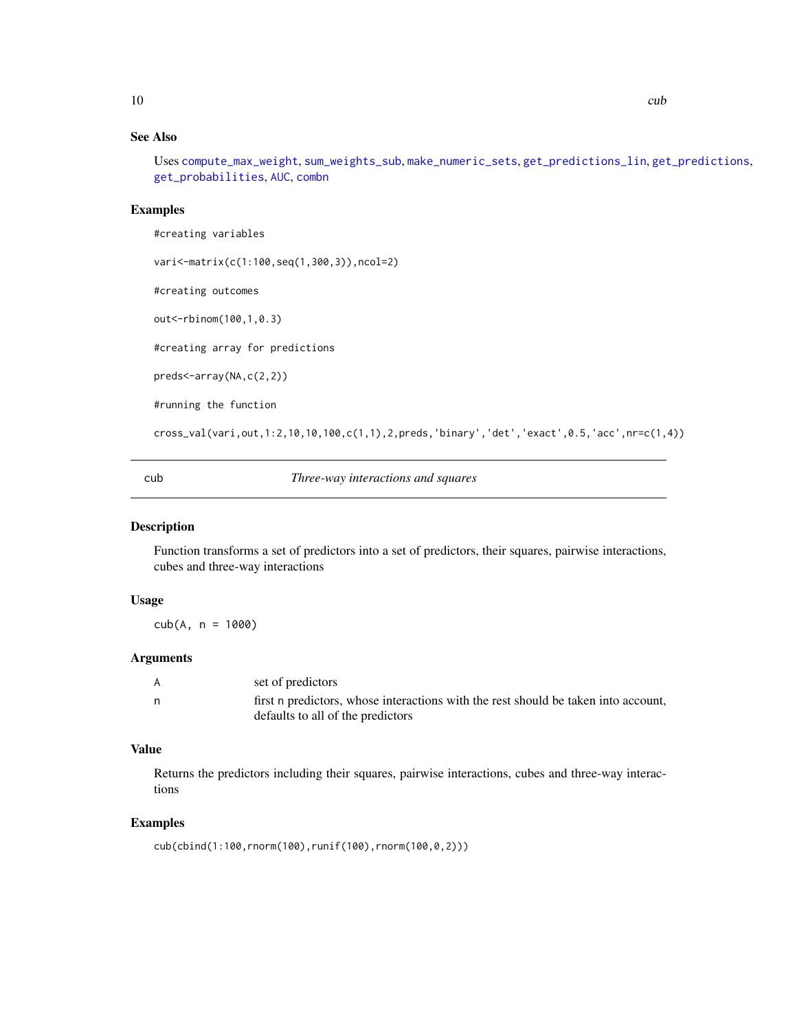### See Also

Uses compute_max_weight, sum_weights_sub, make_numeric_sets, get_predictions_lin, get_predictions, get_probabilities, AUC, combn

### Examples

```
#creating variables

vari<-matrix(c(1:100,seq(1,300,3)),ncol=2)

#creating outcomes

out<-rbinom(100,1,0.3)

#creating array for predictions

preds<-array(NA,c(2,2))

#running the function

cross_val(vari,out,1:2,10,10,100,c(1,1),2,preds,'binary','det','exact',0.5,'acc',nr=c(1,4))
```

---

## cub — *Three-way interactions and squares*

### Description

Function transforms a set of predictors into a set of predictors, their squares, pairwise interactions, cubes and three-way interactions

### Usage

```
cub(A, n = 1000)
```

### Arguments

| | |
|---|---|
| A | set of predictors |
| n | first n predictors, whose interactions with the rest should be taken into account, defaults to all of the predictors |

### Value

Returns the predictors including their squares, pairwise interactions, cubes and three-way interactions

### Examples

```
cub(cbind(1:100,rnorm(100),runif(100),rnorm(100,0,2)))
```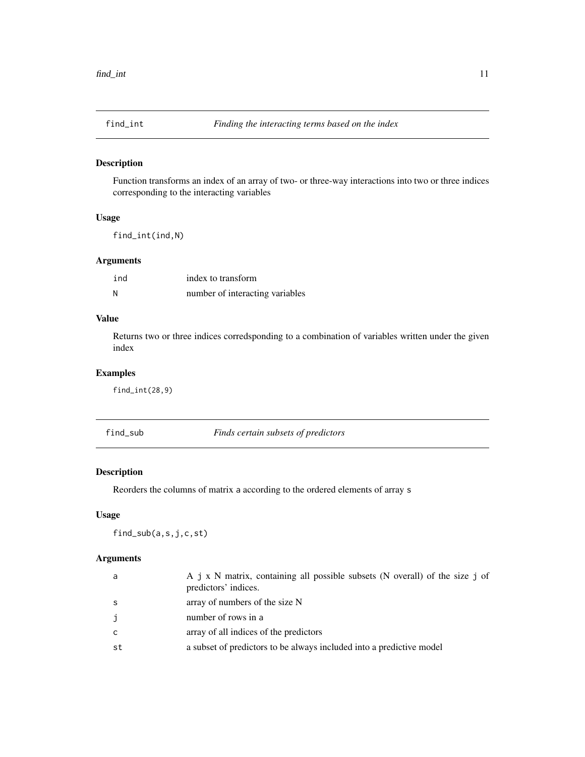## find_int — *Finding the interacting terms based on the index*

### Description

Function transforms an index of an array of two- or three-way interactions into two or three indices corresponding to the interacting variables

### Usage

```
find_int(ind,N)
```

### Arguments

| | |
|---|---|
| `ind` | index to transform |
| `N` | number of interacting variables |

### Value

Returns two or three indices corredsponding to a combination of variables written under the given index

### Examples

```
find_int(28,9)
```

## find_sub — *Finds certain subsets of predictors*

### Description

Reorders the columns of matrix `a` according to the ordered elements of array `s`

### Usage

```
find_sub(a,s,j,c,st)
```

### Arguments

| | |
|---|---|
| `a` | A `j` x N matrix, containing all possible subsets (N overall) of the size `j` of predictors' indices. |
| `s` | array of numbers of the size N |
| `j` | number of rows in `a` |
| `c` | array of all indices of the predictors |
| `st` | a subset of predictors to be always included into a predictive model |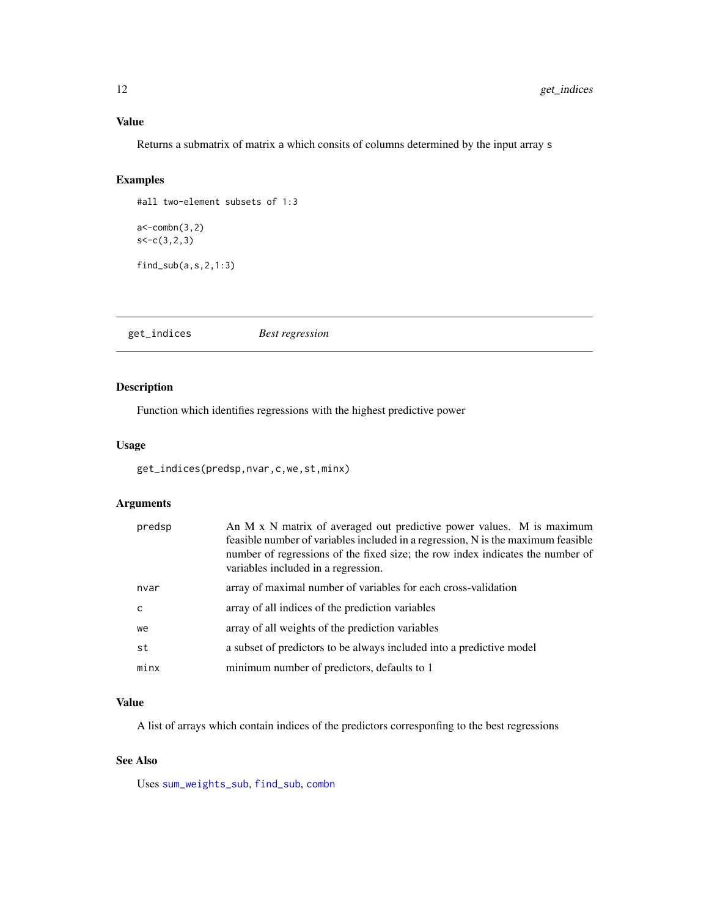### Value

Returns a submatrix of matrix a which consits of columns determined by the input array s

### Examples

```
#all two-element subsets of 1:3

a<-combn(3,2)
s<-c(3,2,3)

find_sub(a,s,2,1:3)
```

---

## get_indices *Best regression*

---

### Description

Function which identifies regressions with the highest predictive power

### Usage

```
get_indices(predsp,nvar,c,we,st,minx)
```

### Arguments

| | |
|---|---|
| predsp | An M x N matrix of averaged out predictive power values. M is maximum feasible number of variables included in a regression, N is the maximum feasible number of regressions of the fixed size; the row index indicates the number of variables included in a regression. |
| nvar | array of maximal number of variables for each cross-validation |
| c | array of all indices of the prediction variables |
| we | array of all weights of the prediction variables |
| st | a subset of predictors to be always included into a predictive model |
| minx | minimum number of predictors, defaults to 1 |

### Value

A list of arrays which contain indices of the predictors corresponfing to the best regressions

### See Also

Uses sum_weights_sub, find_sub, combn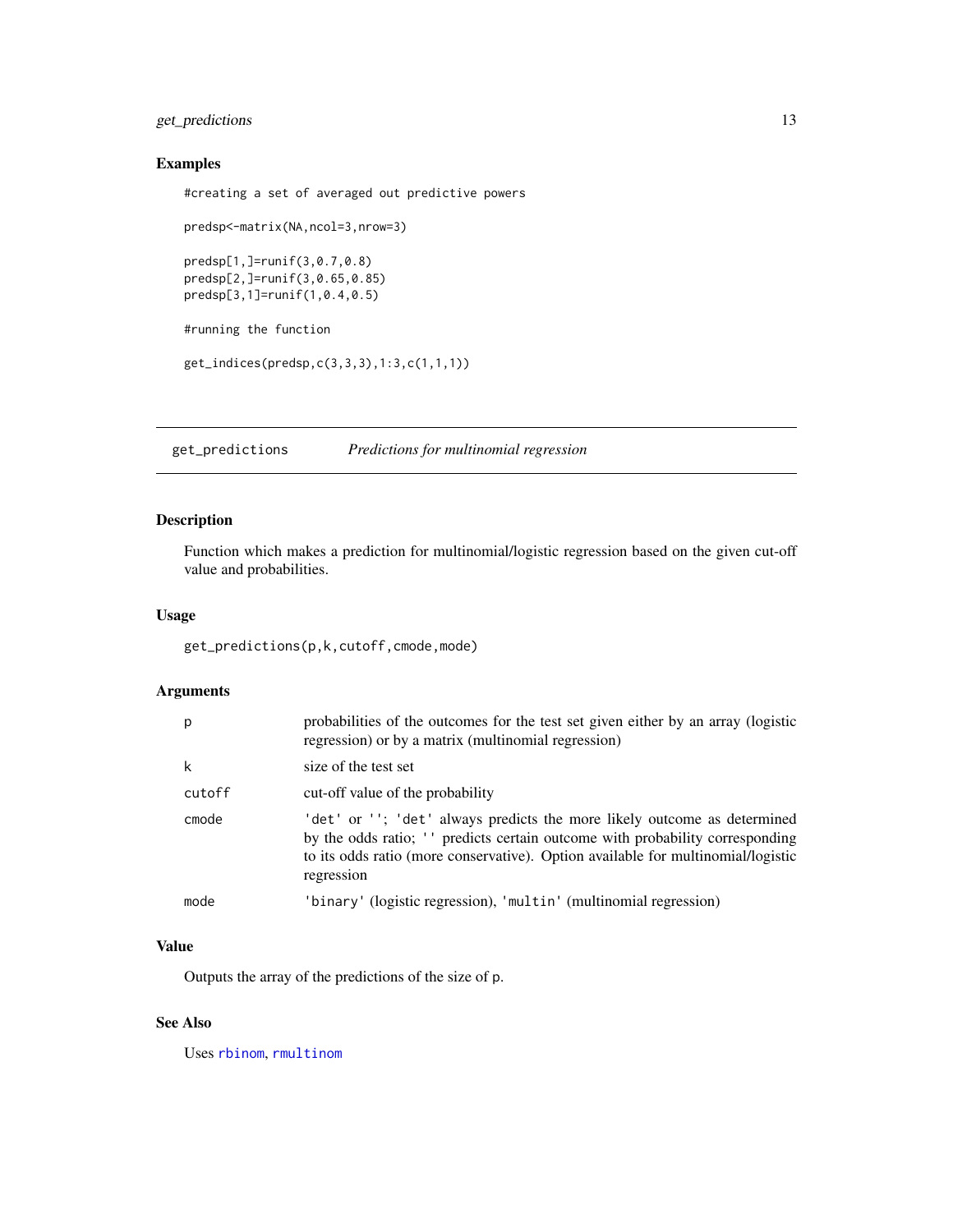## Examples

```
#creating a set of averaged out predictive powers

predsp<-matrix(NA,ncol=3,nrow=3)

predsp[1,]=runif(3,0.7,0.8)
predsp[2,]=runif(3,0.65,0.85)
predsp[3,1]=runif(1,0.4,0.5)

#running the function

get_indices(predsp,c(3,3,3),1:3,c(1,1,1))
```

---

## get_predictions &nbsp;&nbsp;&nbsp;&nbsp; *Predictions for multinomial regression*

### Description

Function which makes a prediction for multinomial/logistic regression based on the given cut-off value and probabilities.

### Usage

```
get_predictions(p,k,cutoff,cmode,mode)
```

### Arguments

| | |
|---|---|
| `p` | probabilities of the outcomes for the test set given either by an array (logistic regression) or by a matrix (multinomial regression) |
| `k` | size of the test set |
| `cutoff` | cut-off value of the probability |
| `cmode` | `'det'` or `''`; `'det'` always predicts the more likely outcome as determined by the odds ratio; `''` predicts certain outcome with probability corresponding to its odds ratio (more conservative). Option available for multinomial/logistic regression |
| `mode` | `'binary'` (logistic regression), `'multin'` (multinomial regression) |

### Value

Outputs the array of the predictions of the size of `p`.

### See Also

Uses `rbinom`, `rmultinom`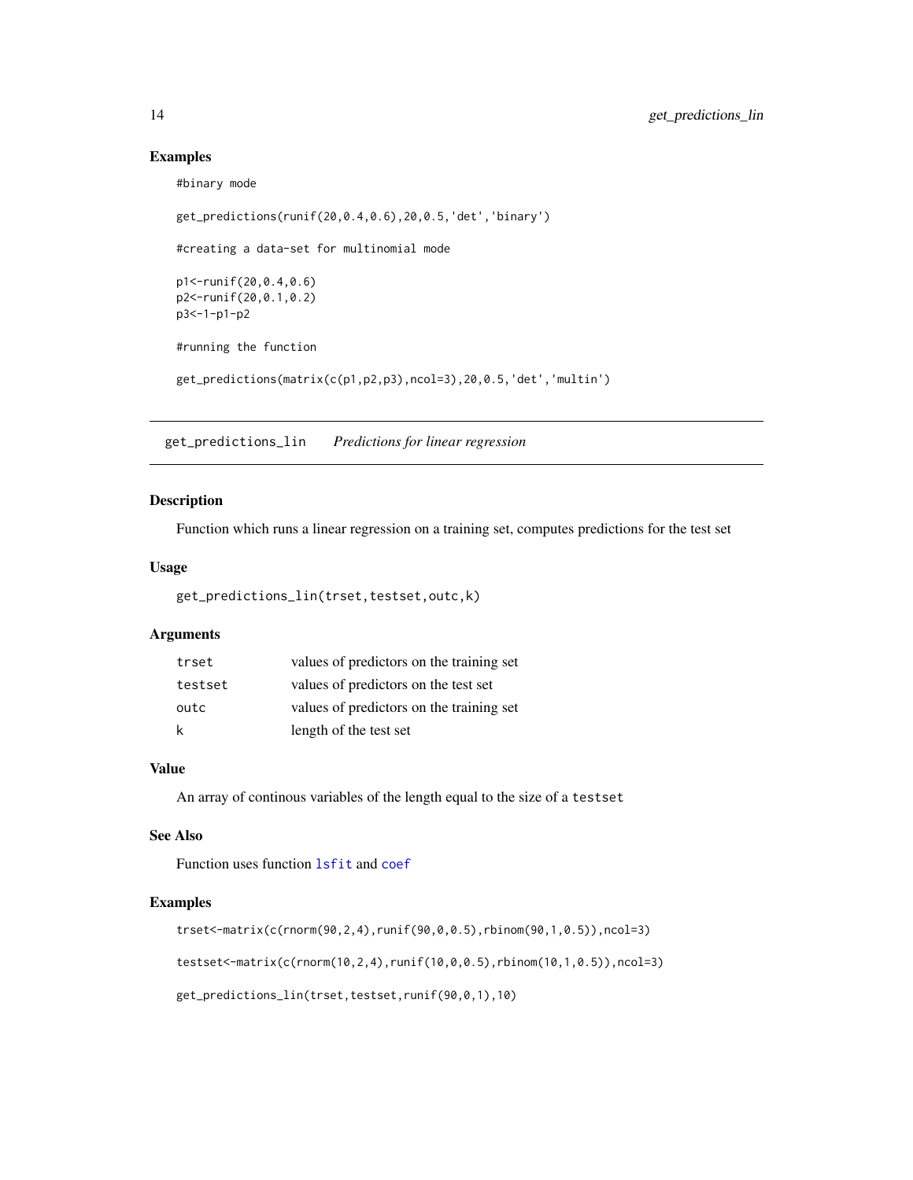## Examples

```
#binary mode

get_predictions(runif(20,0.4,0.6),20,0.5,'det','binary')

#creating a data-set for multinomial mode

p1<-runif(20,0.4,0.6)
p2<-runif(20,0.1,0.2)
p3<-1-p1-p2

#running the function

get_predictions(matrix(c(p1,p2,p3),ncol=3),20,0.5,'det','multin')
```

---

# get_predictions_lin *Predictions for linear regression*

---

## Description

Function which runs a linear regression on a training set, computes predictions for the test set

## Usage

```
get_predictions_lin(trset,testset,outc,k)
```

## Arguments

| | |
|---|---|
| trset | values of predictors on the training set |
| testset | values of predictors on the test set |
| outc | values of predictors on the training set |
| k | length of the test set |

## Value

An array of continous variables of the length equal to the size of a `testset`

## See Also

Function uses function `lsfit` and `coef`

## Examples

```
trset<-matrix(c(rnorm(90,2,4),runif(90,0,0.5),rbinom(90,1,0.5)),ncol=3)

testset<-matrix(c(rnorm(10,2,4),runif(10,0,0.5),rbinom(10,1,0.5)),ncol=3)

get_predictions_lin(trset,testset,runif(90,0,1),10)
```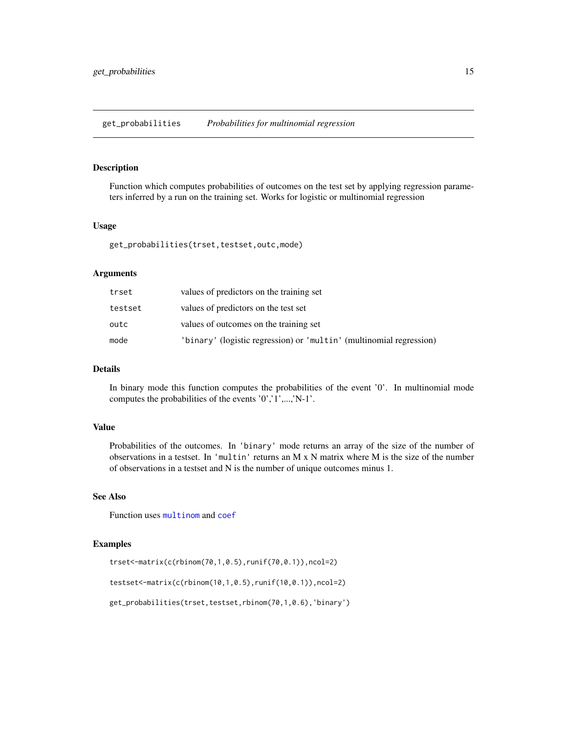# get_probabilities *Probabilities for multinomial regression*

## Description

Function which computes probabilities of outcomes on the test set by applying regression parameters inferred by a run on the training set. Works for logistic or multinomial regression

## Usage

```
get_probabilities(trset,testset,outc,mode)
```

## Arguments

| | |
|---|---|
| trset | values of predictors on the training set |
| testset | values of predictors on the test set |
| outc | values of outcomes on the training set |
| mode | 'binary' (logistic regression) or 'multin' (multinomial regression) |

## Details

In binary mode this function computes the probabilities of the event '0'. In multinomial mode computes the probabilities of the events '0','1',...,'N-1'.

## Value

Probabilities of the outcomes. In 'binary' mode returns an array of the size of the number of observations in a testset. In 'multin' returns an M x N matrix where M is the size of the number of observations in a testset and N is the number of unique outcomes minus 1.

## See Also

Function uses multinom and coef

## Examples

```
trset<-matrix(c(rbinom(70,1,0.5),runif(70,0.1)),ncol=2)

testset<-matrix(c(rbinom(10,1,0.5),runif(10,0.1)),ncol=2)

get_probabilities(trset,testset,rbinom(70,1,0.6),'binary')
```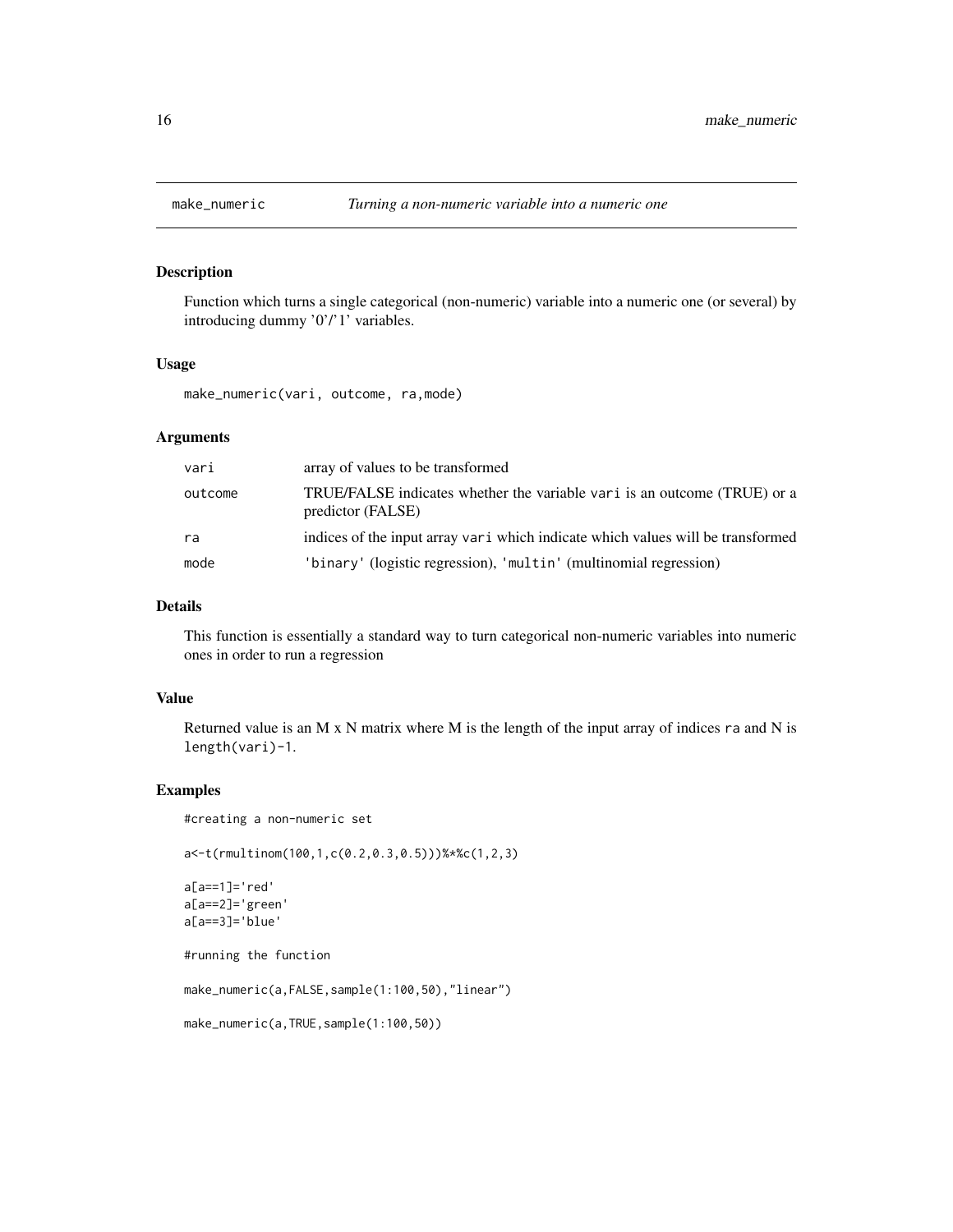# make_numeric — *Turning a non-numeric variable into a numeric one*

## Description

Function which turns a single categorical (non-numeric) variable into a numeric one (or several) by introducing dummy '0'/'1' variables.

## Usage

```
make_numeric(vari, outcome, ra,mode)
```

## Arguments

| | |
|---|---|
| `vari` | array of values to be transformed |
| `outcome` | TRUE/FALSE indicates whether the variable `vari` is an outcome (TRUE) or a predictor (FALSE) |
| `ra` | indices of the input array `vari` which indicate which values will be transformed |
| `mode` | `'binary'` (logistic regression), `'multin'` (multinomial regression) |

## Details

This function is essentially a standard way to turn categorical non-numeric variables into numeric ones in order to run a regression

## Value

Returned value is an M x N matrix where M is the length of the input array of indices `ra` and N is `length(vari)-1`.

## Examples

```
#creating a non-numeric set

a<-t(rmultinom(100,1,c(0.2,0.3,0.5)))%*%c(1,2,3)

a[a==1]='red'
a[a==2]='green'
a[a==3]='blue'

#running the function

make_numeric(a,FALSE,sample(1:100,50),"linear")

make_numeric(a,TRUE,sample(1:100,50))
```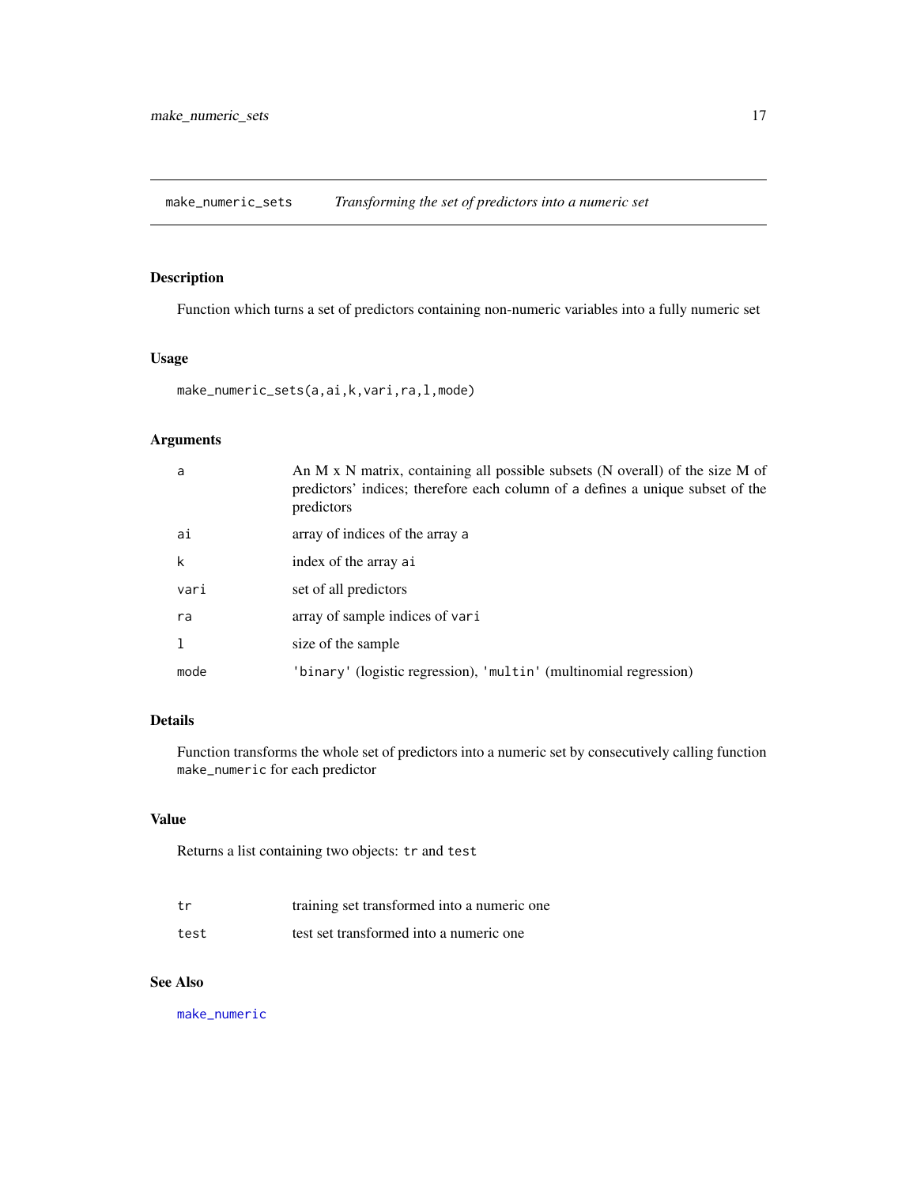# make_numeric_sets — *Transforming the set of predictors into a numeric set*

## Description

Function which turns a set of predictors containing non-numeric variables into a fully numeric set

## Usage

```
make_numeric_sets(a,ai,k,vari,ra,l,mode)
```

## Arguments

| | |
|---|---|
| `a` | An M x N matrix, containing all possible subsets (N overall) of the size M of predictors' indices; therefore each column of a defines a unique subset of the predictors |
| `ai` | array of indices of the array `a` |
| `k` | index of the array `ai` |
| `vari` | set of all predictors |
| `ra` | array of sample indices of `vari` |
| `l` | size of the sample |
| `mode` | `'binary'` (logistic regression), `'multin'` (multinomial regression) |

## Details

Function transforms the whole set of predictors into a numeric set by consecutively calling function `make_numeric` for each predictor

## Value

Returns a list containing two objects: `tr` and `test`

| | |
|---|---|
| `tr` | training set transformed into a numeric one |
| `test` | test set transformed into a numeric one |

## See Also

`make_numeric`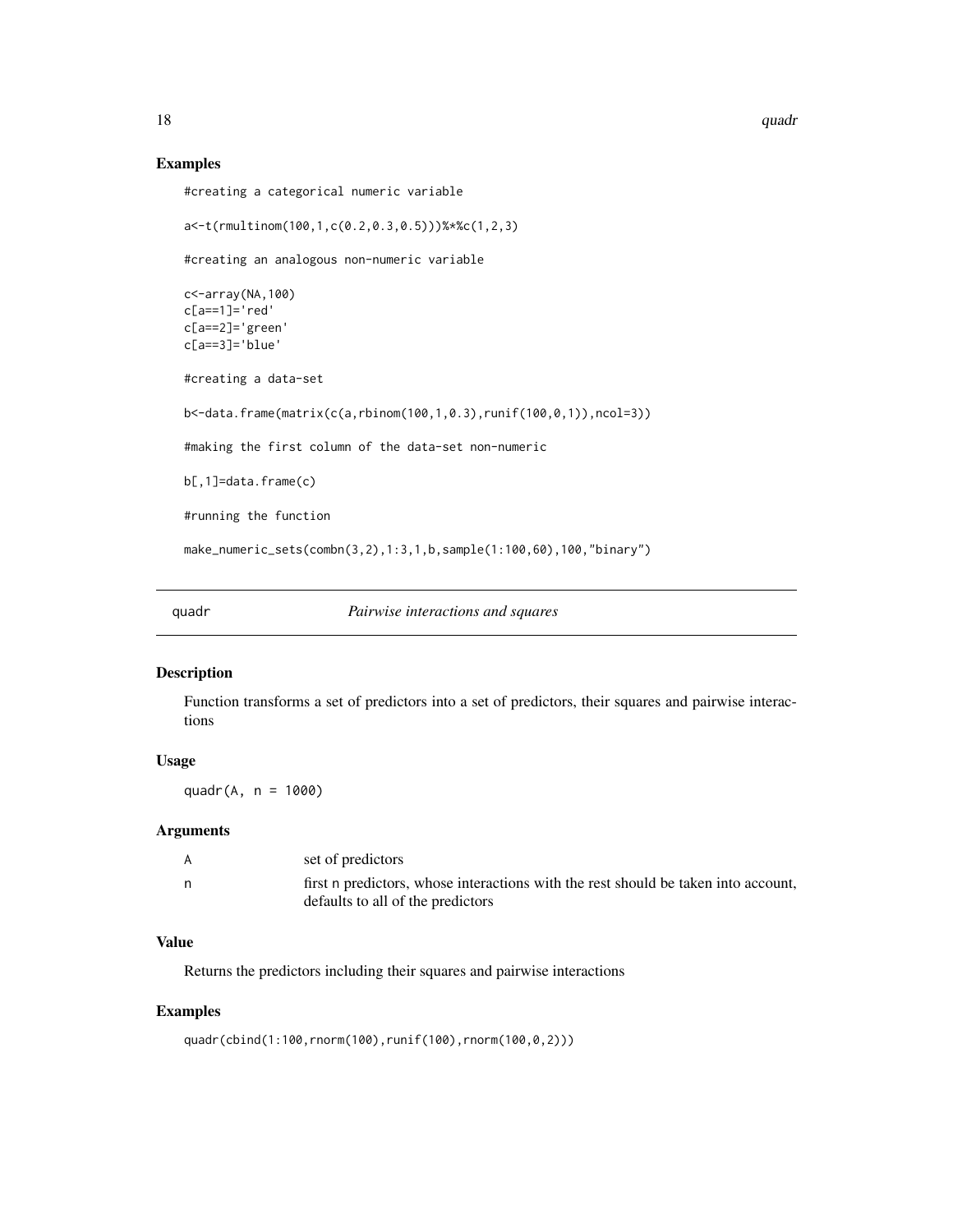### Examples

```
#creating a categorical numeric variable

a<-t(rmultinom(100,1,c(0.2,0.3,0.5)))%*%c(1,2,3)

#creating an analogous non-numeric variable

c<-array(NA,100)
c[a==1]='red'
c[a==2]='green'
c[a==3]='blue'

#creating a data-set

b<-data.frame(matrix(c(a,rbinom(100,1,0.3),runif(100,0,1)),ncol=3))

#making the first column of the data-set non-numeric

b[,1]=data.frame(c)

#running the function

make_numeric_sets(combn(3,2),1:3,1,b,sample(1:100,60),100,"binary")
```

## quadr — *Pairwise interactions and squares*

### Description

Function transforms a set of predictors into a set of predictors, their squares and pairwise interactions

### Usage

```
quadr(A, n = 1000)
```

### Arguments

| | |
|---|---|
| A | set of predictors |
| n | first n predictors, whose interactions with the rest should be taken into account, defaults to all of the predictors |

### Value

Returns the predictors including their squares and pairwise interactions

### Examples

```
quadr(cbind(1:100,rnorm(100),runif(100),rnorm(100,0,2)))
```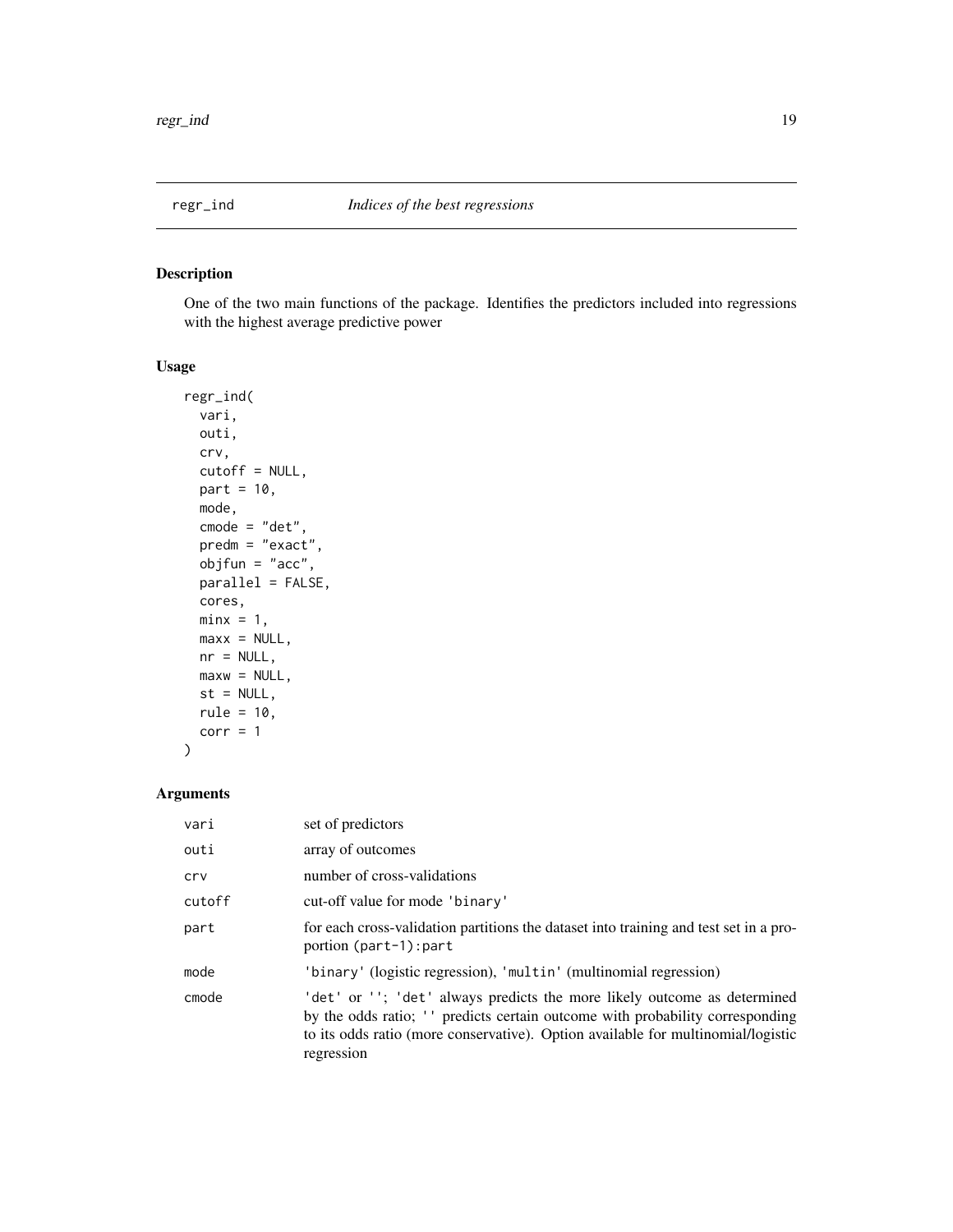regr_ind &nbsp;&nbsp;&nbsp;&nbsp; *Indices of the best regressions*

## Description

One of the two main functions of the package. Identifies the predictors included into regressions with the highest average predictive power

## Usage

```
regr_ind(
  vari,
  outi,
  crv,
  cutoff = NULL,
  part = 10,
  mode,
  cmode = "det",
  predm = "exact",
  objfun = "acc",
  parallel = FALSE,
  cores,
  minx = 1,
  maxx = NULL,
  nr = NULL,
  maxw = NULL,
  st = NULL,
  rule = 10,
  corr = 1
)
```

## Arguments

| | |
|---|---|
| vari | set of predictors |
| outi | array of outcomes |
| crv | number of cross-validations |
| cutoff | cut-off value for mode 'binary' |
| part | for each cross-validation partitions the dataset into training and test set in a proportion (part-1):part |
| mode | 'binary' (logistic regression), 'multin' (multinomial regression) |
| cmode | 'det' or ''; 'det' always predicts the more likely outcome as determined by the odds ratio; '' predicts certain outcome with probability corresponding to its odds ratio (more conservative). Option available for multinomial/logistic regression |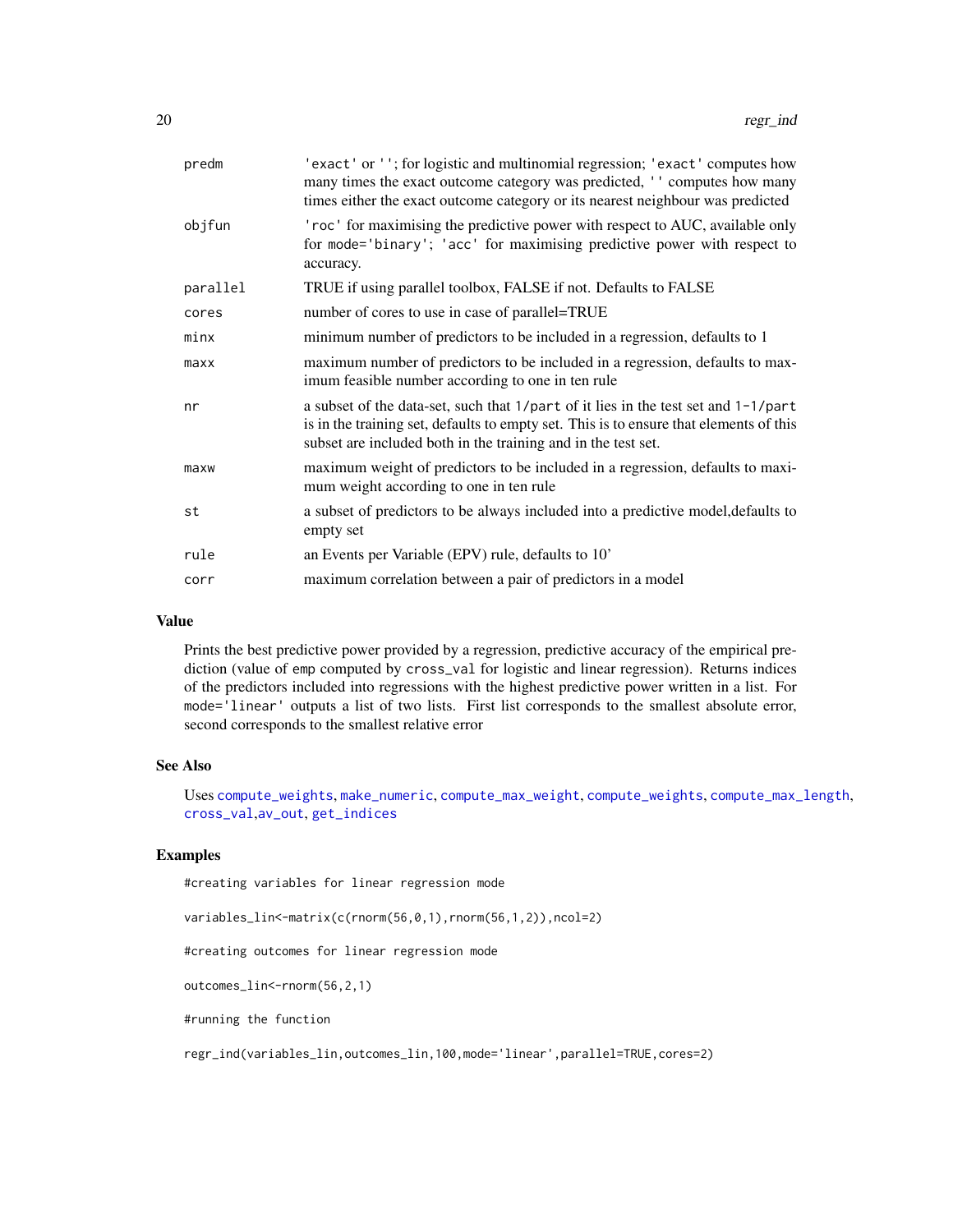| | |
|---|---|
| predm | 'exact' or ''; for logistic and multinomial regression; 'exact' computes how many times the exact outcome category was predicted, '' computes how many times either the exact outcome category or its nearest neighbour was predicted |
| objfun | 'roc' for maximising the predictive power with respect to AUC, available only for mode='binary'; 'acc' for maximising predictive power with respect to accuracy. |
| parallel | TRUE if using parallel toolbox, FALSE if not. Defaults to FALSE |
| cores | number of cores to use in case of parallel=TRUE |
| minx | minimum number of predictors to be included in a regression, defaults to 1 |
| maxx | maximum number of predictors to be included in a regression, defaults to maximum feasible number according to one in ten rule |
| nr | a subset of the data-set, such that 1/part of it lies in the test set and 1-1/part is in the training set, defaults to empty set. This is to ensure that elements of this subset are included both in the training and in the test set. |
| maxw | maximum weight of predictors to be included in a regression, defaults to maximum weight according to one in ten rule |
| st | a subset of predictors to be always included into a predictive model,defaults to empty set |
| rule | an Events per Variable (EPV) rule, defaults to 10' |
| corr | maximum correlation between a pair of predictors in a model |

## Value

Prints the best predictive power provided by a regression, predictive accuracy of the empirical prediction (value of emp computed by cross_val for logistic and linear regression). Returns indices of the predictors included into regressions with the highest predictive power written in a list. For mode='linear' outputs a list of two lists. First list corresponds to the smallest absolute error, second corresponds to the smallest relative error

## See Also

Uses compute_weights, make_numeric, compute_max_weight, compute_weights, compute_max_length, cross_val,av_out, get_indices

## Examples

```
#creating variables for linear regression mode

variables_lin<-matrix(c(rnorm(56,0,1),rnorm(56,1,2)),ncol=2)

#creating outcomes for linear regression mode

outcomes_lin<-rnorm(56,2,1)

#running the function

regr_ind(variables_lin,outcomes_lin,100,mode='linear',parallel=TRUE,cores=2)
```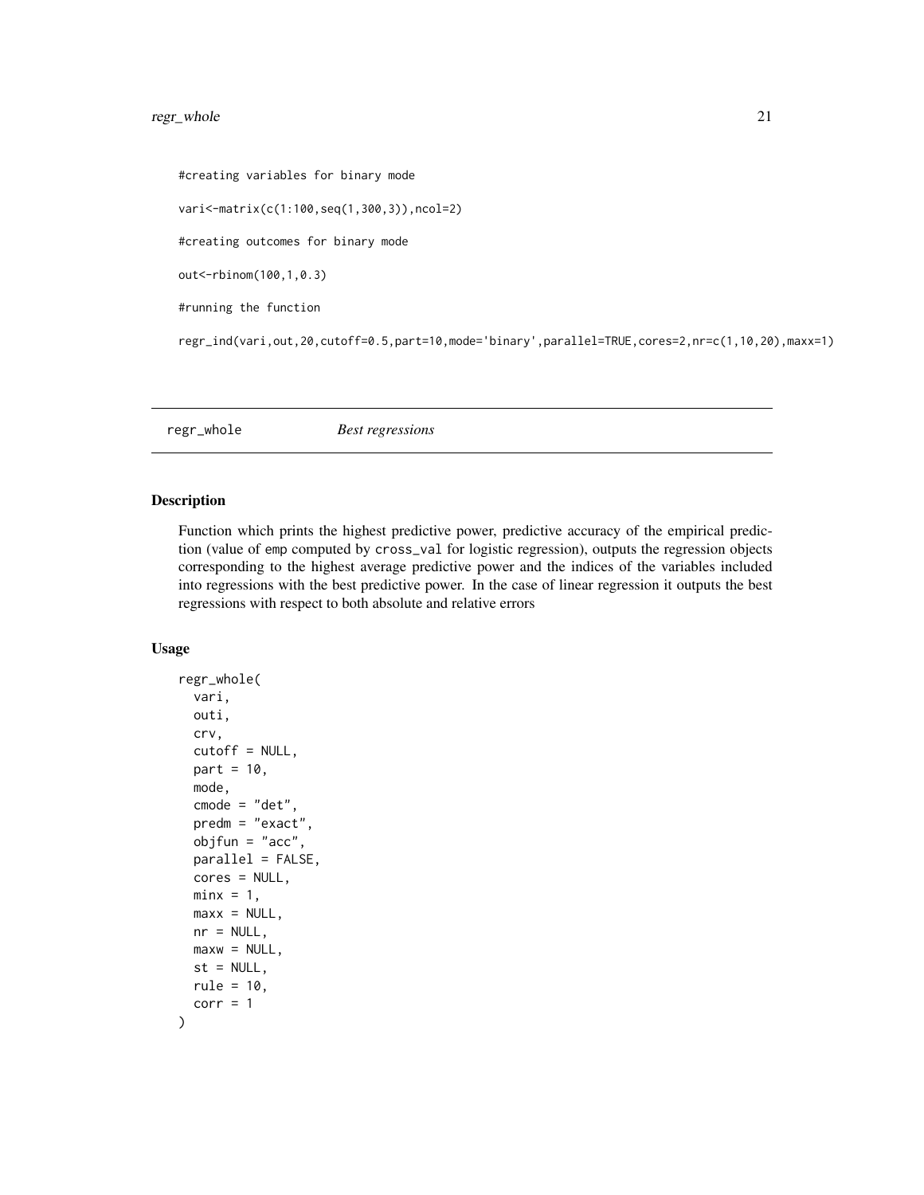```
#creating variables for binary mode

vari<-matrix(c(1:100,seq(1,300,3)),ncol=2)

#creating outcomes for binary mode

out<-rbinom(100,1,0.3)

#running the function

regr_ind(vari,out,20,cutoff=0.5,part=10,mode='binary',parallel=TRUE,cores=2,nr=c(1,10,20),maxx=1)
```

---

## regr_whole *Best regressions*

### Description

Function which prints the highest predictive power, predictive accuracy of the empirical prediction (value of emp computed by cross_val for logistic regression), outputs the regression objects corresponding to the highest average predictive power and the indices of the variables included into regressions with the best predictive power. In the case of linear regression it outputs the best regressions with respect to both absolute and relative errors

### Usage

```
regr_whole(
  vari,
  outi,
  crv,
  cutoff = NULL,
  part = 10,
  mode,
  cmode = "det",
  predm = "exact",
  objfun = "acc",
  parallel = FALSE,
  cores = NULL,
  minx = 1,
  maxx = NULL,
  nr = NULL,
  maxw = NULL,
  st = NULL,
  rule = 10,
  corr = 1
)
```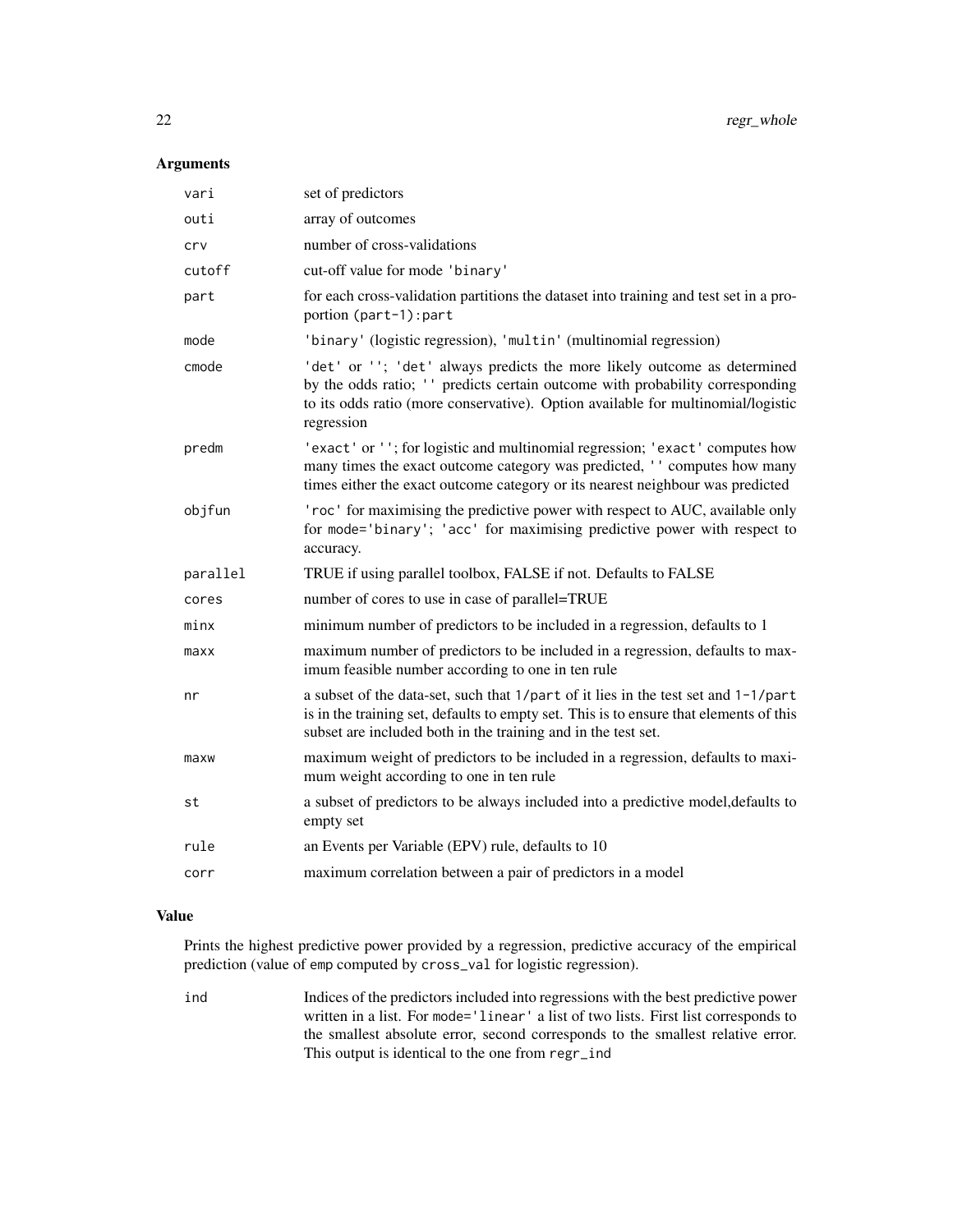### Arguments

| | |
|---|---|
| `vari` | set of predictors |
| `outi` | array of outcomes |
| `crv` | number of cross-validations |
| `cutoff` | cut-off value for mode `'binary'` |
| `part` | for each cross-validation partitions the dataset into training and test set in a proportion `(part-1):part` |
| `mode` | `'binary'` (logistic regression), `'multin'` (multinomial regression) |
| `cmode` | `'det'` or `''`; `'det'` always predicts the more likely outcome as determined by the odds ratio; `''` predicts certain outcome with probability corresponding to its odds ratio (more conservative). Option available for multinomial/logistic regression |
| `predm` | `'exact'` or `''`; for logistic and multinomial regression; `'exact'` computes how many times the exact outcome category was predicted, `''` computes how many times either the exact outcome category or its nearest neighbour was predicted |
| `objfun` | `'roc'` for maximising the predictive power with respect to AUC, available only for `mode='binary'`; `'acc'` for maximising predictive power with respect to accuracy. |
| `parallel` | TRUE if using parallel toolbox, FALSE if not. Defaults to FALSE |
| `cores` | number of cores to use in case of parallel=TRUE |
| `minx` | minimum number of predictors to be included in a regression, defaults to 1 |
| `maxx` | maximum number of predictors to be included in a regression, defaults to maximum feasible number according to one in ten rule |
| `nr` | a subset of the data-set, such that `1/part` of it lies in the test set and `1-1/part` is in the training set, defaults to empty set. This is to ensure that elements of this subset are included both in the training and in the test set. |
| `maxw` | maximum weight of predictors to be included in a regression, defaults to maximum weight according to one in ten rule |
| `st` | a subset of predictors to be always included into a predictive model,defaults to empty set |
| `rule` | an Events per Variable (EPV) rule, defaults to 10 |
| `corr` | maximum correlation between a pair of predictors in a model |

### Value

Prints the highest predictive power provided by a regression, predictive accuracy of the empirical prediction (value of `emp` computed by `cross_val` for logistic regression).

| | |
|---|---|
| `ind` | Indices of the predictors included into regressions with the best predictive power written in a list. For `mode='linear'` a list of two lists. First list corresponds to the smallest absolute error, second corresponds to the smallest relative error. This output is identical to the one from `regr_ind` |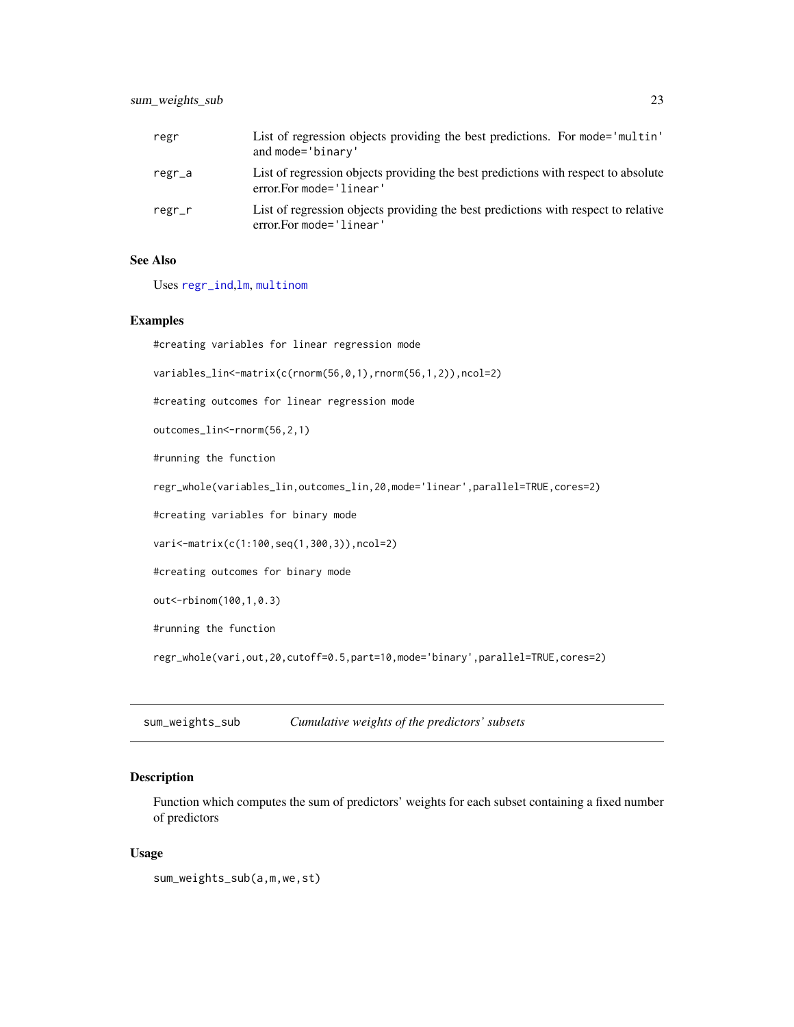| | |
|---|---|
| regr | List of regression objects providing the best predictions. For mode='multin' and mode='binary' |
| regr_a | List of regression objects providing the best predictions with respect to absolute error.For mode='linear' |
| regr_r | List of regression objects providing the best predictions with respect to relative error.For mode='linear' |

### See Also

Uses regr_ind,lm, multinom

### Examples

```
#creating variables for linear regression mode

variables_lin<-matrix(c(rnorm(56,0,1),rnorm(56,1,2)),ncol=2)

#creating outcomes for linear regression mode

outcomes_lin<-rnorm(56,2,1)

#running the function

regr_whole(variables_lin,outcomes_lin,20,mode='linear',parallel=TRUE,cores=2)

#creating variables for binary mode

vari<-matrix(c(1:100,seq(1,300,3)),ncol=2)

#creating outcomes for binary mode

out<-rbinom(100,1,0.3)

#running the function

regr_whole(vari,out,20,cutoff=0.5,part=10,mode='binary',parallel=TRUE,cores=2)
```

---

## sum_weights_sub *Cumulative weights of the predictors' subsets*

### Description

Function which computes the sum of predictors' weights for each subset containing a fixed number of predictors

### Usage

```
sum_weights_sub(a,m,we,st)
```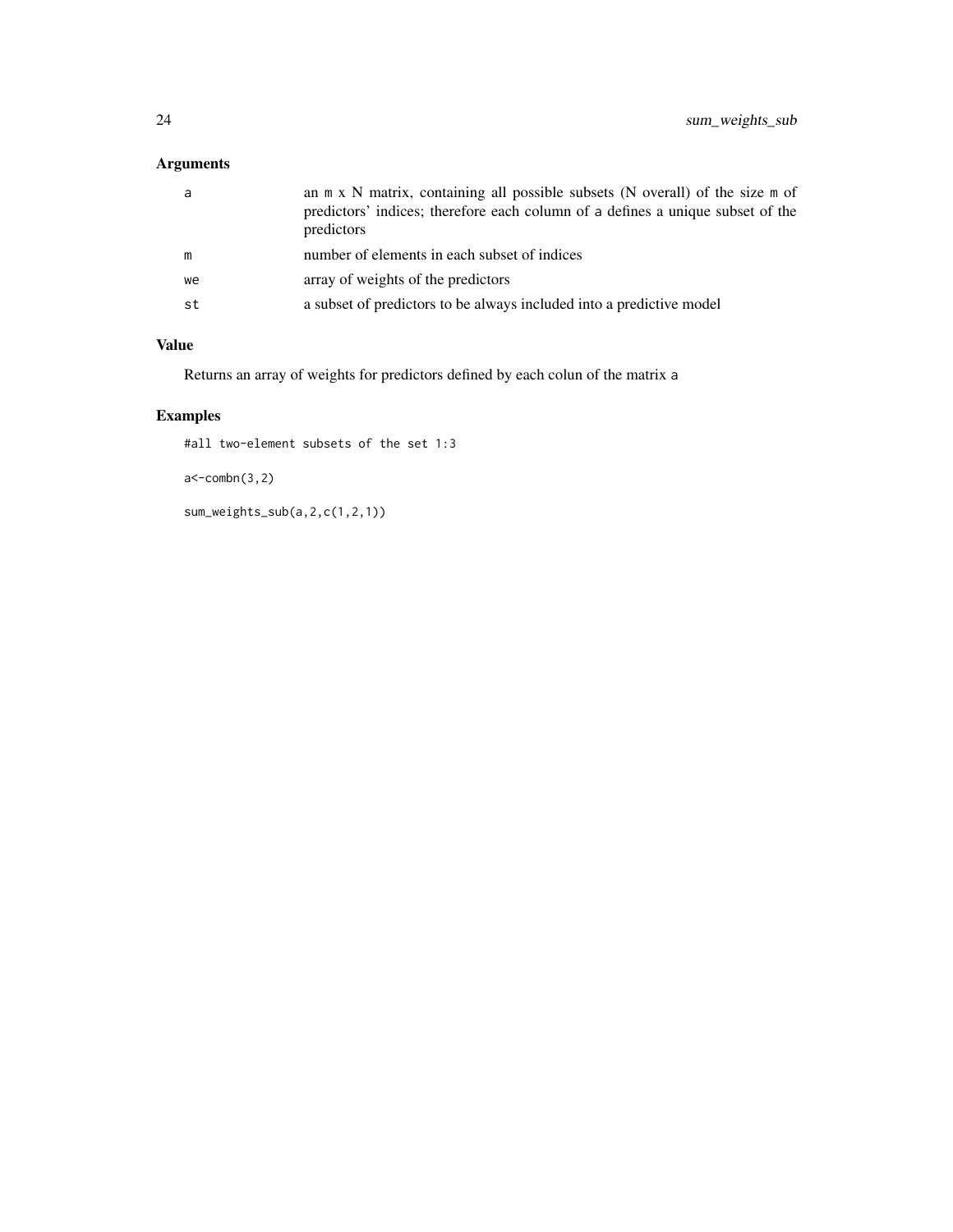## Arguments

| | |
|---|---|
| a | an m x N matrix, containing all possible subsets (N overall) of the size m of predictors' indices; therefore each column of a defines a unique subset of the predictors |
| m | number of elements in each subset of indices |
| we | array of weights of the predictors |
| st | a subset of predictors to be always included into a predictive model |

## Value

Returns an array of weights for predictors defined by each colun of the matrix a

## Examples

```
#all two-element subsets of the set 1:3

a<-combn(3,2)

sum_weights_sub(a,2,c(1,2,1))
```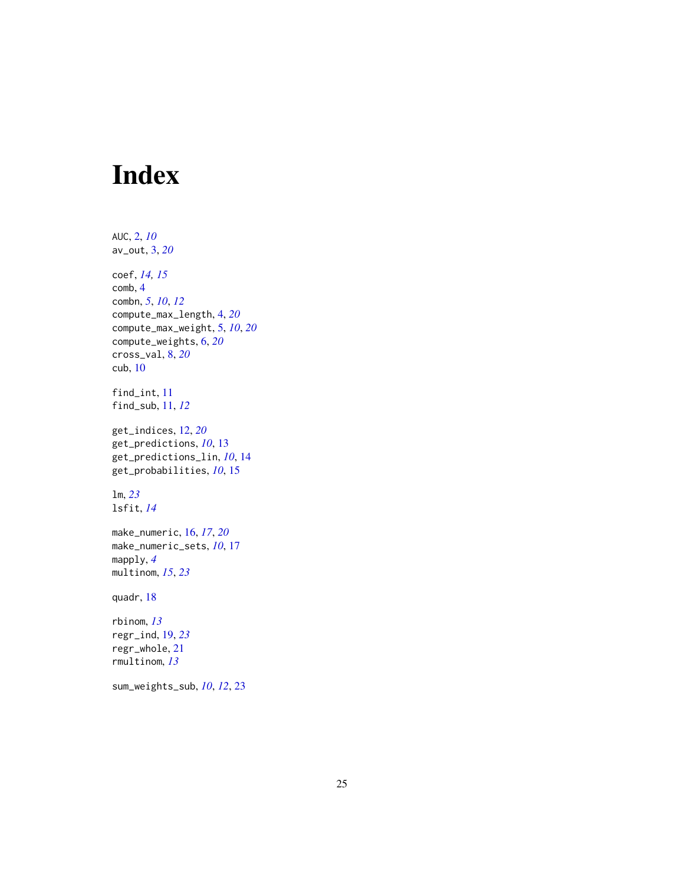# Index

AUC, 2, *10*
av_out, 3, *20*

coef, *14, 15*
comb, 4
combn, *5*, *10*, *12*
compute_max_length, 4, *20*
compute_max_weight, 5, *10*, *20*
compute_weights, 6, *20*
cross_val, 8, *20*
cub, 10

find_int, 11
find_sub, 11, *12*

get_indices, 12, *20*
get_predictions, *10*, 13
get_predictions_lin, *10*, 14
get_probabilities, *10*, 15

lm, *23*
lsfit, *14*

make_numeric, 16, *17*, *20*
make_numeric_sets, *10*, 17
mapply, *4*
multinom, *15*, *23*

quadr, 18

rbinom, *13*
regr_ind, 19, *23*
regr_whole, 21
rmultinom, *13*

sum_weights_sub, *10*, *12*, 23